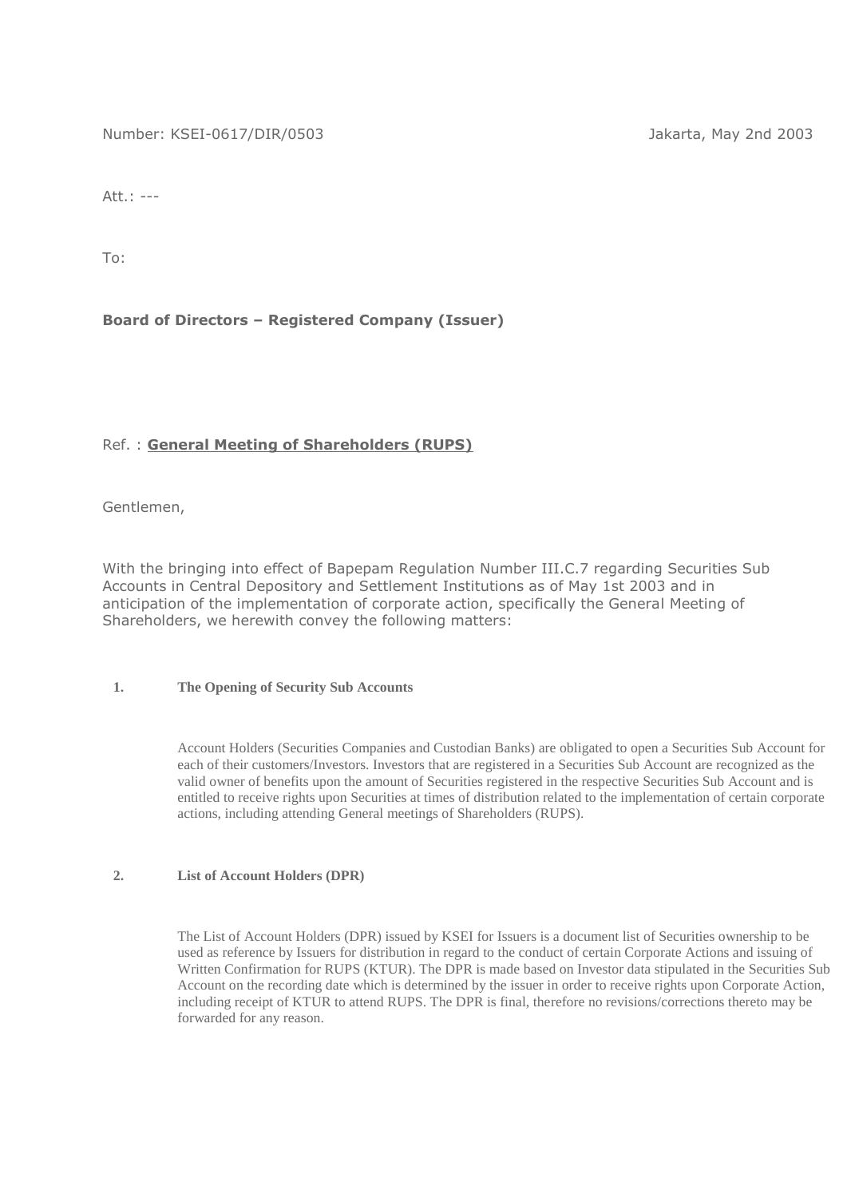Number: KSEI-0617/DIR/0503 Jakarta, May 2nd 2003

Att.: ---

To:

**Board of Directors – Registered Company (Issuer)**

Ref. : **General Meeting of Shareholders (RUPS)**

Gentlemen,

With the bringing into effect of Bapepam Regulation Number III.C.7 regarding Securities Sub Accounts in Central Depository and Settlement Institutions as of May 1st 2003 and in anticipation of the implementation of corporate action, specifically the General Meeting of Shareholders, we herewith convey the following matters:

**1. The Opening of Security Sub Accounts**

Account Holders (Securities Companies and Custodian Banks) are obligated to open a Securities Sub Account for each of their customers/Investors. Investors that are registered in a Securities Sub Account are recognized as the valid owner of benefits upon the amount of Securities registered in the respective Securities Sub Account and is entitled to receive rights upon Securities at times of distribution related to the implementation of certain corporate actions, including attending General meetings of Shareholders (RUPS).

**2. List of Account Holders (DPR)**

The List of Account Holders (DPR) issued by KSEI for Issuers is a document list of Securities ownership to be used as reference by Issuers for distribution in regard to the conduct of certain Corporate Actions and issuing of Written Confirmation for RUPS (KTUR). The DPR is made based on Investor data stipulated in the Securities Sub Account on the recording date which is determined by the issuer in order to receive rights upon Corporate Action, including receipt of KTUR to attend RUPS. The DPR is final, therefore no revisions/corrections thereto may be forwarded for any reason.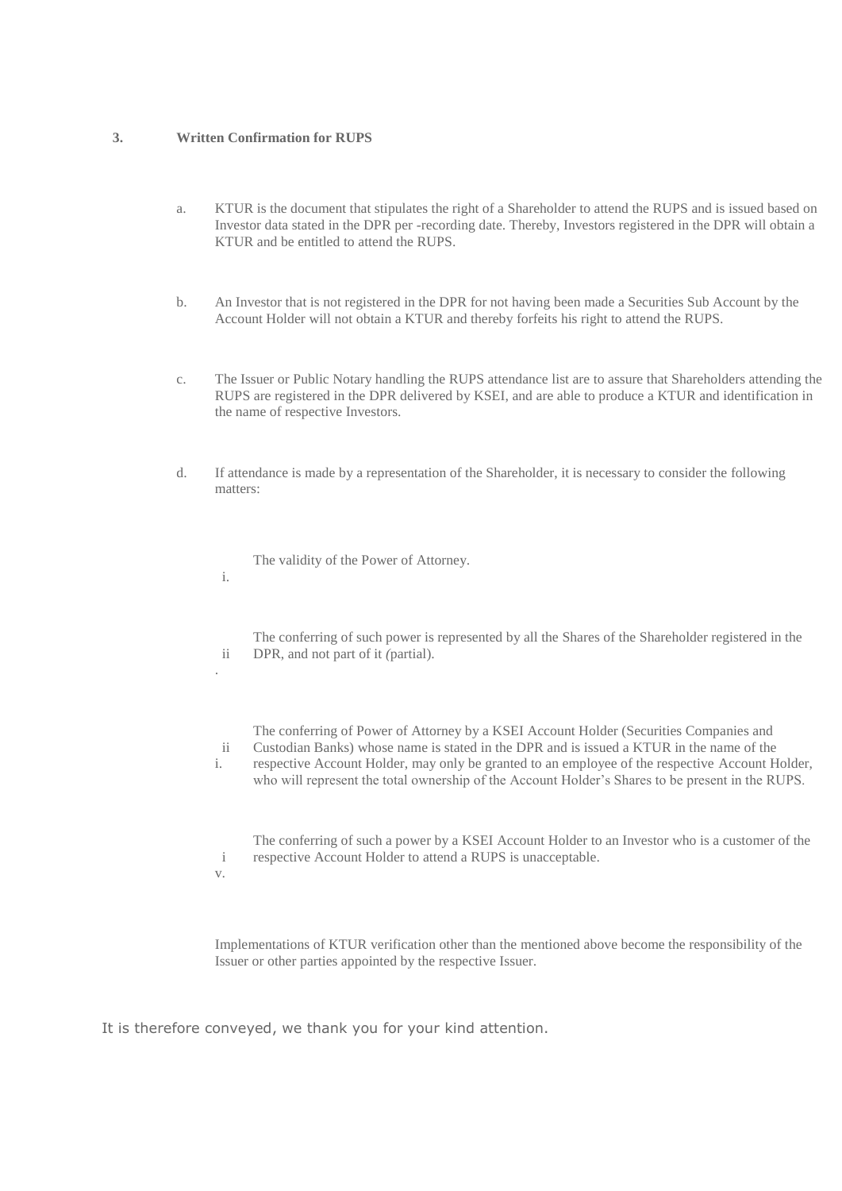### 3. Written Confirmation for RUPS

a. KTUR is the document that stipulates the right of a Shareholder to attend the RUPS and is issued based on Investor data stated in the DPR per -recording date. Thereby, Investors registered in the DPR will obtain a KTUR and be entitled to attend the RUPS.

b. An Investor that is not registered in the DPR for not having been made a Securities Sub Account by the Account Holder will not obtain a KTUR and thereby forfeits his right to attend the RUPS.

c. The Issuer or Public Notary handling the RUPS attendance list are to assure that Shareholders attending the RUPS are registered in the DPR delivered by KSEI, and are able to produce a KTUR and identification in the name of respective Investors.

d. If attendance is made by a representation of the Shareholder, it is necessary to consider the following matters:

   i. The validity of the Power of Attorney.

   ii. The conferring of such power is represented by all the Shares of the Shareholder registered in the DPR, and not part of it (partial).

   iii. The conferring of Power of Attorney by a KSEI Account Holder (Securities Companies and Custodian Banks) whose name is stated in the DPR and is issued a KTUR in the name of the respective Account Holder, may only be granted to an employee of the respective Account Holder, who will represent the total ownership of the Account Holder's Shares to be present in the RUPS.

   iv. The conferring of such a power by a KSEI Account Holder to an Investor who is a customer of the respective Account Holder to attend a RUPS is unacceptable.

Implementations of KTUR verification other than the mentioned above become the responsibility of the Issuer or other parties appointed by the respective Issuer.

It is therefore conveyed, we thank you for your kind attention.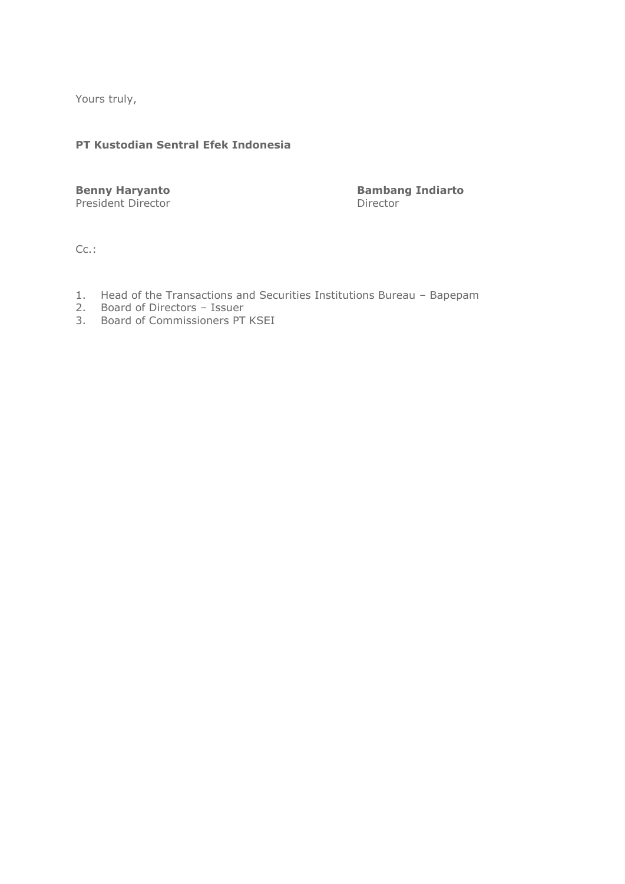Yours truly,

**PT Kustodian Sentral Efek Indonesia**

**Benny Haryanto**
President Director

**Bambang Indiarto**
Director

Cc.:

1. Head of the Transactions and Securities Institutions Bureau – Bapepam
2. Board of Directors – Issuer
3. Board of Commissioners PT KSEI